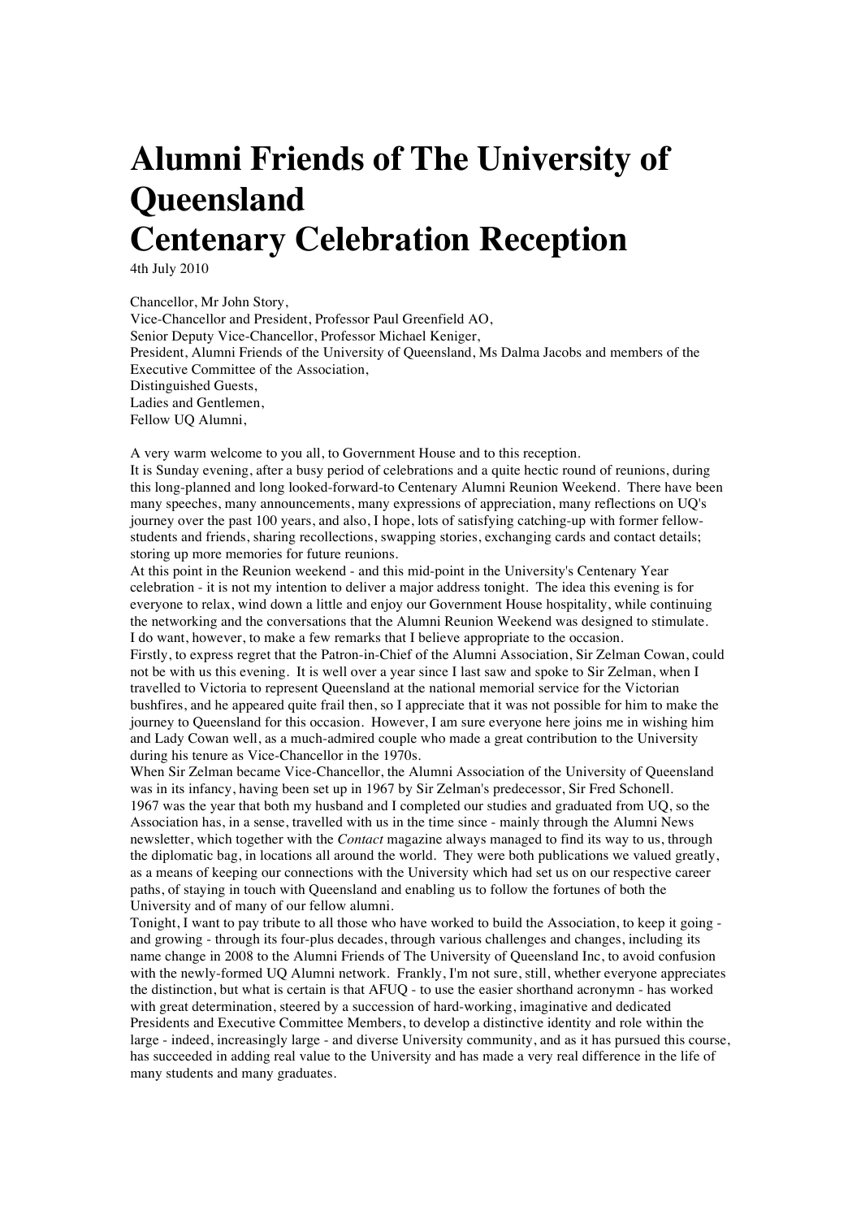# Alumni Friends of The University of Queensland
# Centenary Celebration Reception

4th July 2010

Chancellor, Mr John Story,
Vice-Chancellor and President, Professor Paul Greenfield AO,
Senior Deputy Vice-Chancellor, Professor Michael Keniger,
President, Alumni Friends of the University of Queensland, Ms Dalma Jacobs and members of the Executive Committee of the Association,
Distinguished Guests,
Ladies and Gentlemen,
Fellow UQ Alumni,

A very warm welcome to you all, to Government House and to this reception.

It is Sunday evening, after a busy period of celebrations and a quite hectic round of reunions, during this long-planned and long looked-forward-to Centenary Alumni Reunion Weekend. There have been many speeches, many announcements, many expressions of appreciation, many reflections on UQ's journey over the past 100 years, and also, I hope, lots of satisfying catching-up with former fellow-students and friends, sharing recollections, swapping stories, exchanging cards and contact details; storing up more memories for future reunions.

At this point in the Reunion weekend - and this mid-point in the University's Centenary Year celebration - it is not my intention to deliver a major address tonight. The idea this evening is for everyone to relax, wind down a little and enjoy our Government House hospitality, while continuing the networking and the conversations that the Alumni Reunion Weekend was designed to stimulate.

I do want, however, to make a few remarks that I believe appropriate to the occasion.

Firstly, to express regret that the Patron-in-Chief of the Alumni Association, Sir Zelman Cowan, could not be with us this evening. It is well over a year since I last saw and spoke to Sir Zelman, when I travelled to Victoria to represent Queensland at the national memorial service for the Victorian bushfires, and he appeared quite frail then, so I appreciate that it was not possible for him to make the journey to Queensland for this occasion. However, I am sure everyone here joins me in wishing him and Lady Cowan well, as a much-admired couple who made a great contribution to the University during his tenure as Vice-Chancellor in the 1970s.

When Sir Zelman became Vice-Chancellor, the Alumni Association of the University of Queensland was in its infancy, having been set up in 1967 by Sir Zelman's predecessor, Sir Fred Schonell.

1967 was the year that both my husband and I completed our studies and graduated from UQ, so the Association has, in a sense, travelled with us in the time since - mainly through the Alumni News newsletter, which together with the *Contact* magazine always managed to find its way to us, through the diplomatic bag, in locations all around the world. They were both publications we valued greatly, as a means of keeping our connections with the University which had set us on our respective career paths, of staying in touch with Queensland and enabling us to follow the fortunes of both the University and of many of our fellow alumni.

Tonight, I want to pay tribute to all those who have worked to build the Association, to keep it going - and growing - through its four-plus decades, through various challenges and changes, including its name change in 2008 to the Alumni Friends of The University of Queensland Inc, to avoid confusion with the newly-formed UQ Alumni network. Frankly, I'm not sure, still, whether everyone appreciates the distinction, but what is certain is that AFUQ - to use the easier shorthand acronymn - has worked with great determination, steered by a succession of hard-working, imaginative and dedicated Presidents and Executive Committee Members, to develop a distinctive identity and role within the large - indeed, increasingly large - and diverse University community, and as it has pursued this course, has succeeded in adding real value to the University and has made a very real difference in the life of many students and many graduates.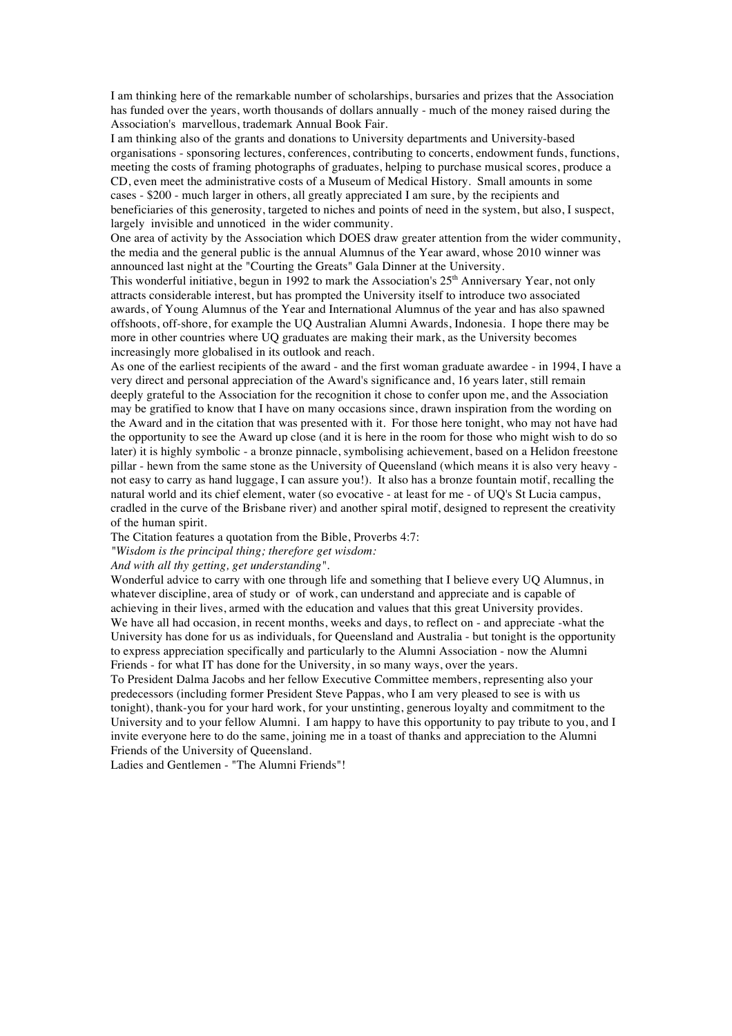I am thinking here of the remarkable number of scholarships, bursaries and prizes that the Association has funded over the years, worth thousands of dollars annually - much of the money raised during the Association's marvellous, trademark Annual Book Fair.

I am thinking also of the grants and donations to University departments and University-based organisations - sponsoring lectures, conferences, contributing to concerts, endowment funds, functions, meeting the costs of framing photographs of graduates, helping to purchase musical scores, produce a CD, even meet the administrative costs of a Museum of Medical History. Small amounts in some cases - $200 - much larger in others, all greatly appreciated I am sure, by the recipients and beneficiaries of this generosity, targeted to niches and points of need in the system, but also, I suspect, largely invisible and unnoticed in the wider community.

One area of activity by the Association which DOES draw greater attention from the wider community, the media and the general public is the annual Alumnus of the Year award, whose 2010 winner was announced last night at the "Courting the Greats" Gala Dinner at the University.

This wonderful initiative, begun in 1992 to mark the Association's 25th Anniversary Year, not only attracts considerable interest, but has prompted the University itself to introduce two associated awards, of Young Alumnus of the Year and International Alumnus of the year and has also spawned offshoots, off-shore, for example the UQ Australian Alumni Awards, Indonesia. I hope there may be more in other countries where UQ graduates are making their mark, as the University becomes increasingly more globalised in its outlook and reach.

As one of the earliest recipients of the award - and the first woman graduate awardee - in 1994, I have a very direct and personal appreciation of the Award's significance and, 16 years later, still remain deeply grateful to the Association for the recognition it chose to confer upon me, and the Association may be gratified to know that I have on many occasions since, drawn inspiration from the wording on the Award and in the citation that was presented with it. For those here tonight, who may not have had the opportunity to see the Award up close (and it is here in the room for those who might wish to do so later) it is highly symbolic - a bronze pinnacle, symbolising achievement, based on a Helidon freestone pillar - hewn from the same stone as the University of Queensland (which means it is also very heavy - not easy to carry as hand luggage, I can assure you!). It also has a bronze fountain motif, recalling the natural world and its chief element, water (so evocative - at least for me - of UQ's St Lucia campus, cradled in the curve of the Brisbane river) and another spiral motif, designed to represent the creativity of the human spirit.

The Citation features a quotation from the Bible, Proverbs 4:7:

*"Wisdom is the principal thing; therefore get wisdom:*
*And with all thy getting, get understanding"*.

Wonderful advice to carry with one through life and something that I believe every UQ Alumnus, in whatever discipline, area of study or of work, can understand and appreciate and is capable of achieving in their lives, armed with the education and values that this great University provides.

We have all had occasion, in recent months, weeks and days, to reflect on - and appreciate -what the University has done for us as individuals, for Queensland and Australia - but tonight is the opportunity to express appreciation specifically and particularly to the Alumni Association - now the Alumni Friends - for what IT has done for the University, in so many ways, over the years.

To President Dalma Jacobs and her fellow Executive Committee members, representing also your predecessors (including former President Steve Pappas, who I am very pleased to see is with us tonight), thank-you for your hard work, for your unstinting, generous loyalty and commitment to the University and to your fellow Alumni. I am happy to have this opportunity to pay tribute to you, and I invite everyone here to do the same, joining me in a toast of thanks and appreciation to the Alumni Friends of the University of Queensland.

Ladies and Gentlemen - "The Alumni Friends"!